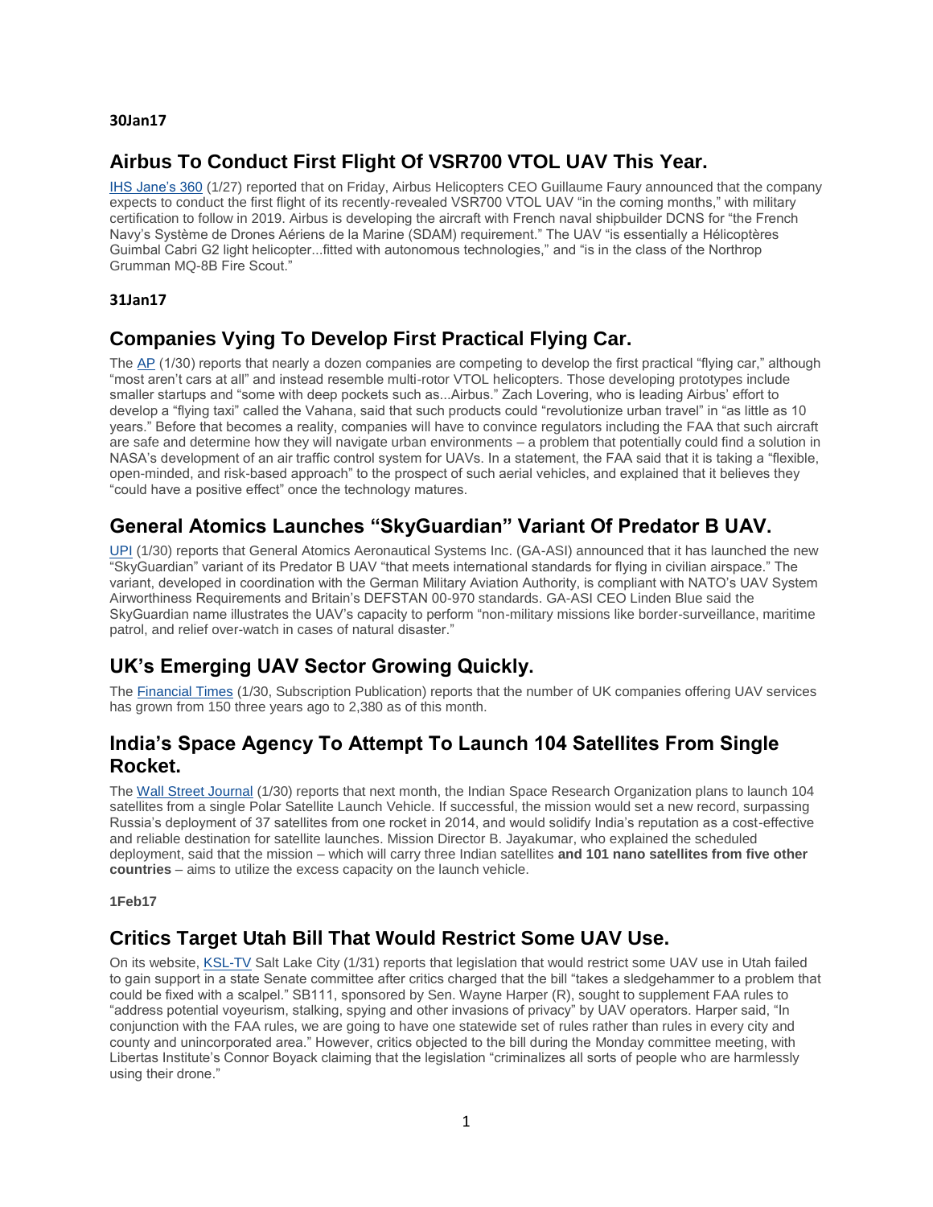**30Jan17**

## Airbus To Conduct First Flight Of VSR700 VTOL UAV This Year.

IHS Jane's 360 (1/27) reported that on Friday, Airbus Helicopters CEO Guillaume Faury announced that the company expects to conduct the first flight of its recently-revealed VSR700 VTOL UAV "in the coming months," with military certification to follow in 2019. Airbus is developing the aircraft with French naval shipbuilder DCNS for "the French Navy's Système de Drones Aériens de la Marine (SDAM) requirement." The UAV "is essentially a Hélicoptères Guimbal Cabri G2 light helicopter...fitted with autonomous technologies," and "is in the class of the Northrop Grumman MQ-8B Fire Scout."

**31Jan17**

## Companies Vying To Develop First Practical Flying Car.

The AP (1/30) reports that nearly a dozen companies are competing to develop the first practical "flying car," although "most aren't cars at all" and instead resemble multi-rotor VTOL helicopters. Those developing prototypes include smaller startups and "some with deep pockets such as...Airbus." Zach Lovering, who is leading Airbus' effort to develop a "flying taxi" called the Vahana, said that such products could "revolutionize urban travel" in "as little as 10 years." Before that becomes a reality, companies will have to convince regulators including the FAA that such aircraft are safe and determine how they will navigate urban environments – a problem that potentially could find a solution in NASA's development of an air traffic control system for UAVs. In a statement, the FAA said that it is taking a "flexible, open-minded, and risk-based approach" to the prospect of such aerial vehicles, and explained that it believes they "could have a positive effect" once the technology matures.

## General Atomics Launches "SkyGuardian" Variant Of Predator B UAV.

UPI (1/30) reports that General Atomics Aeronautical Systems Inc. (GA-ASI) announced that it has launched the new "SkyGuardian" variant of its Predator B UAV "that meets international standards for flying in civilian airspace." The variant, developed in coordination with the German Military Aviation Authority, is compliant with NATO's UAV System Airworthiness Requirements and Britain's DEFSTAN 00-970 standards. GA-ASI CEO Linden Blue said the SkyGuardian name illustrates the UAV's capacity to perform "non-military missions like border-surveillance, maritime patrol, and relief over-watch in cases of natural disaster."

## UK's Emerging UAV Sector Growing Quickly.

The Financial Times (1/30, Subscription Publication) reports that the number of UK companies offering UAV services has grown from 150 three years ago to 2,380 as of this month.

## India's Space Agency To Attempt To Launch 104 Satellites From Single Rocket.

The Wall Street Journal (1/30) reports that next month, the Indian Space Research Organization plans to launch 104 satellites from a single Polar Satellite Launch Vehicle. If successful, the mission would set a new record, surpassing Russia's deployment of 37 satellites from one rocket in 2014, and would solidify India's reputation as a cost-effective and reliable destination for satellite launches. Mission Director B. Jayakumar, who explained the scheduled deployment, said that the mission – which will carry three Indian satellites **and 101 nano satellites from five other countries** – aims to utilize the excess capacity on the launch vehicle.

**1Feb17**

## Critics Target Utah Bill That Would Restrict Some UAV Use.

On its website, KSL-TV Salt Lake City (1/31) reports that legislation that would restrict some UAV use in Utah failed to gain support in a state Senate committee after critics charged that the bill "takes a sledgehammer to a problem that could be fixed with a scalpel." SB111, sponsored by Sen. Wayne Harper (R), sought to supplement FAA rules to "address potential voyeurism, stalking, spying and other invasions of privacy" by UAV operators. Harper said, "In conjunction with the FAA rules, we are going to have one statewide set of rules rather than rules in every city and county and unincorporated area." However, critics objected to the bill during the Monday committee meeting, with Libertas Institute's Connor Boyack claiming that the legislation "criminalizes all sorts of people who are harmlessly using their drone."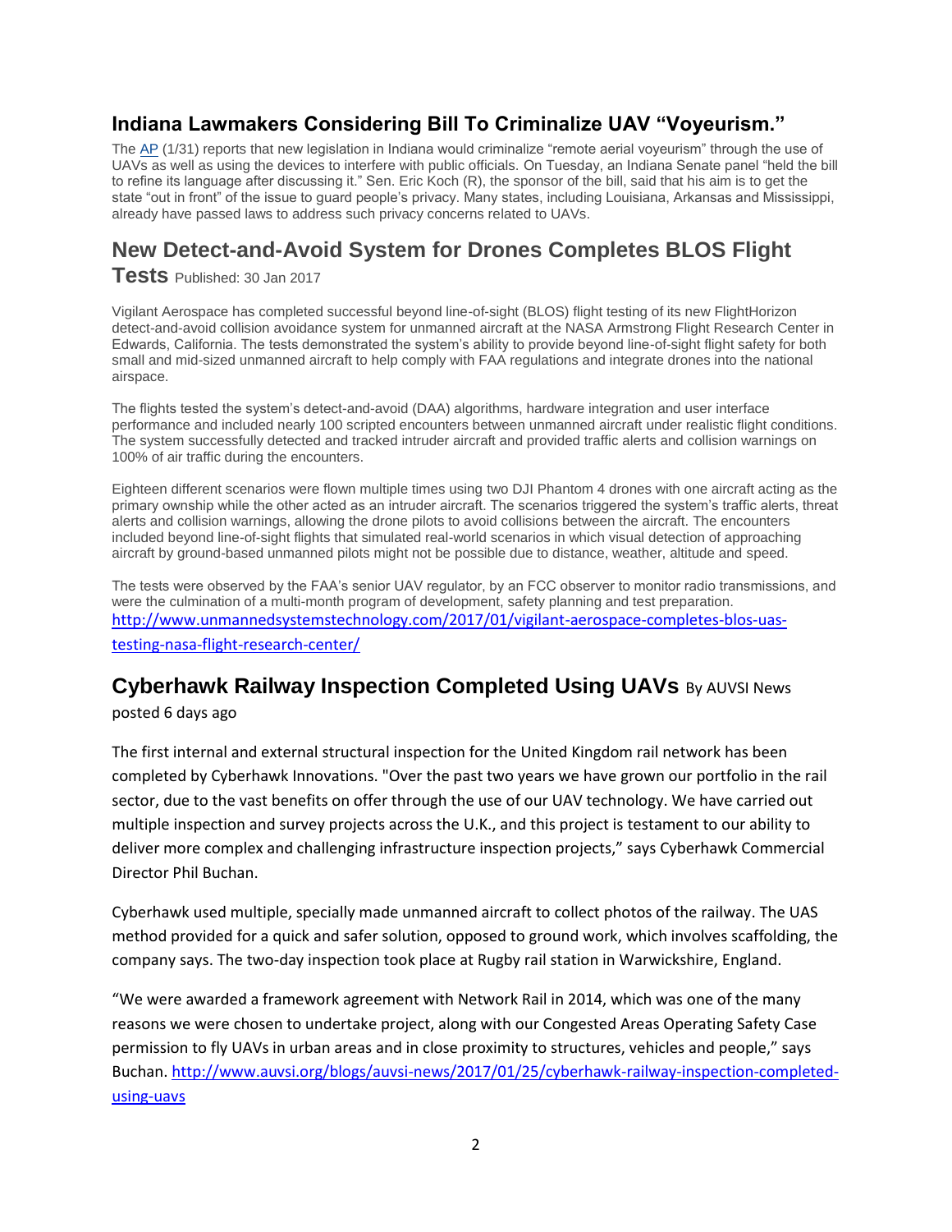## Indiana Lawmakers Considering Bill To Criminalize UAV "Voyeurism."

The AP (1/31) reports that new legislation in Indiana would criminalize "remote aerial voyeurism" through the use of UAVs as well as using the devices to interfere with public officials. On Tuesday, an Indiana Senate panel "held the bill to refine its language after discussing it." Sen. Eric Koch (R), the sponsor of the bill, said that his aim is to get the state "out in front" of the issue to guard people's privacy. Many states, including Louisiana, Arkansas and Mississippi, already have passed laws to address such privacy concerns related to UAVs.

## New Detect-and-Avoid System for Drones Completes BLOS Flight Tests

Published: 30 Jan 2017

Vigilant Aerospace has completed successful beyond line-of-sight (BLOS) flight testing of its new FlightHorizon detect-and-avoid collision avoidance system for unmanned aircraft at the NASA Armstrong Flight Research Center in Edwards, California. The tests demonstrated the system's ability to provide beyond line-of-sight flight safety for both small and mid-sized unmanned aircraft to help comply with FAA regulations and integrate drones into the national airspace.

The flights tested the system's detect-and-avoid (DAA) algorithms, hardware integration and user interface performance and included nearly 100 scripted encounters between unmanned aircraft under realistic flight conditions. The system successfully detected and tracked intruder aircraft and provided traffic alerts and collision warnings on 100% of air traffic during the encounters.

Eighteen different scenarios were flown multiple times using two DJI Phantom 4 drones with one aircraft acting as the primary ownship while the other acted as an intruder aircraft. The scenarios triggered the system's traffic alerts, threat alerts and collision warnings, allowing the drone pilots to avoid collisions between the aircraft. The encounters included beyond line-of-sight flights that simulated real-world scenarios in which visual detection of approaching aircraft by ground-based unmanned pilots might not be possible due to distance, weather, altitude and speed.

The tests were observed by the FAA's senior UAV regulator, by an FCC observer to monitor radio transmissions, and were the culmination of a multi-month program of development, safety planning and test preparation. http://www.unmannedsystemstechnology.com/2017/01/vigilant-aerospace-completes-blos-uas-testing-nasa-flight-research-center/

## Cyberhawk Railway Inspection Completed Using UAVs

By AUVSI News posted 6 days ago

The first internal and external structural inspection for the United Kingdom rail network has been completed by Cyberhawk Innovations. "Over the past two years we have grown our portfolio in the rail sector, due to the vast benefits on offer through the use of our UAV technology. We have carried out multiple inspection and survey projects across the U.K., and this project is testament to our ability to deliver more complex and challenging infrastructure inspection projects," says Cyberhawk Commercial Director Phil Buchan.

Cyberhawk used multiple, specially made unmanned aircraft to collect photos of the railway. The UAS method provided for a quick and safer solution, opposed to ground work, which involves scaffolding, the company says. The two-day inspection took place at Rugby rail station in Warwickshire, England.

"We were awarded a framework agreement with Network Rail in 2014, which was one of the many reasons we were chosen to undertake project, along with our Congested Areas Operating Safety Case permission to fly UAVs in urban areas and in close proximity to structures, vehicles and people," says Buchan. http://www.auvsi.org/blogs/auvsi-news/2017/01/25/cyberhawk-railway-inspection-completed-using-uavs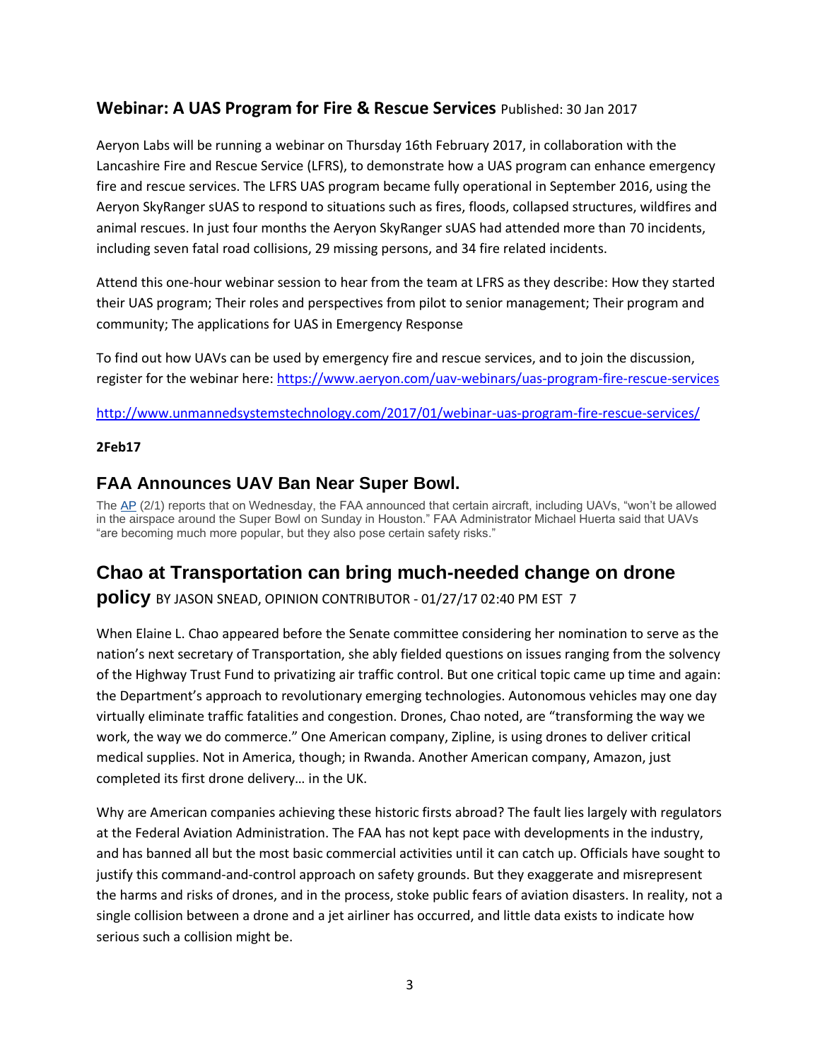## Webinar: A UAS Program for Fire & Rescue Services Published: 30 Jan 2017

Aeryon Labs will be running a webinar on Thursday 16th February 2017, in collaboration with the Lancashire Fire and Rescue Service (LFRS), to demonstrate how a UAS program can enhance emergency fire and rescue services. The LFRS UAS program became fully operational in September 2016, using the Aeryon SkyRanger sUAS to respond to situations such as fires, floods, collapsed structures, wildfires and animal rescues. In just four months the Aeryon SkyRanger sUAS had attended more than 70 incidents, including seven fatal road collisions, 29 missing persons, and 34 fire related incidents.

Attend this one-hour webinar session to hear from the team at LFRS as they describe: How they started their UAS program; Their roles and perspectives from pilot to senior management; Their program and community; The applications for UAS in Emergency Response

To find out how UAVs can be used by emergency fire and rescue services, and to join the discussion, register for the webinar here: https://www.aeryon.com/uav-webinars/uas-program-fire-rescue-services

http://www.unmannedsystemstechnology.com/2017/01/webinar-uas-program-fire-rescue-services/

**2Feb17**

## FAA Announces UAV Ban Near Super Bowl.

The AP (2/1) reports that on Wednesday, the FAA announced that certain aircraft, including UAVs, "won't be allowed in the airspace around the Super Bowl on Sunday in Houston." FAA Administrator Michael Huerta said that UAVs "are becoming much more popular, but they also pose certain safety risks."

## Chao at Transportation can bring much-needed change on drone policy BY JASON SNEAD, OPINION CONTRIBUTOR - 01/27/17 02:40 PM EST 7

When Elaine L. Chao appeared before the Senate committee considering her nomination to serve as the nation's next secretary of Transportation, she ably fielded questions on issues ranging from the solvency of the Highway Trust Fund to privatizing air traffic control. But one critical topic came up time and again: the Department's approach to revolutionary emerging technologies. Autonomous vehicles may one day virtually eliminate traffic fatalities and congestion. Drones, Chao noted, are "transforming the way we work, the way we do commerce." One American company, Zipline, is using drones to deliver critical medical supplies. Not in America, though; in Rwanda. Another American company, Amazon, just completed its first drone delivery… in the UK.

Why are American companies achieving these historic firsts abroad? The fault lies largely with regulators at the Federal Aviation Administration. The FAA has not kept pace with developments in the industry, and has banned all but the most basic commercial activities until it can catch up. Officials have sought to justify this command-and-control approach on safety grounds. But they exaggerate and misrepresent the harms and risks of drones, and in the process, stoke public fears of aviation disasters. In reality, not a single collision between a drone and a jet airliner has occurred, and little data exists to indicate how serious such a collision might be.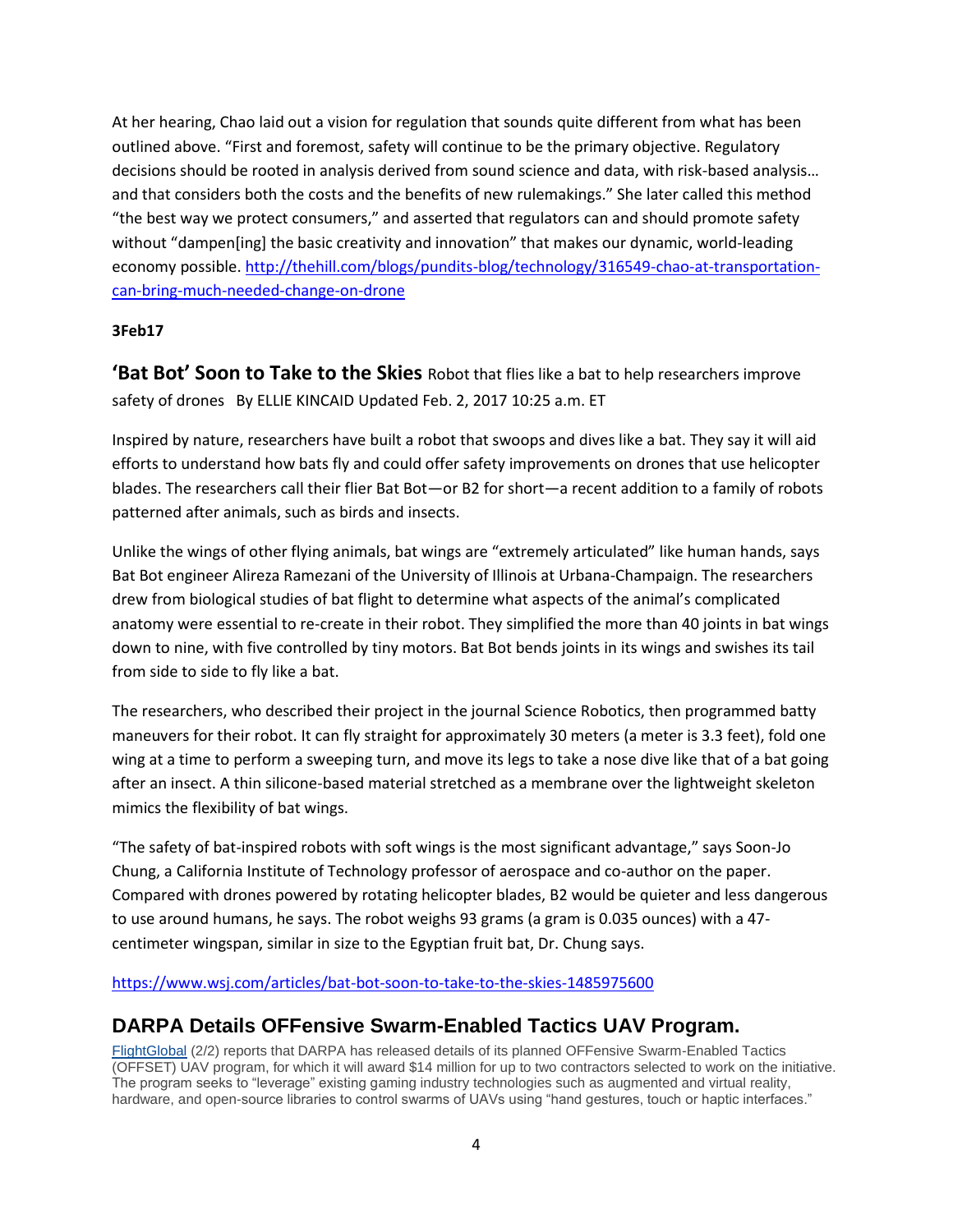At her hearing, Chao laid out a vision for regulation that sounds quite different from what has been outlined above. "First and foremost, safety will continue to be the primary objective. Regulatory decisions should be rooted in analysis derived from sound science and data, with risk-based analysis… and that considers both the costs and the benefits of new rulemakings." She later called this method "the best way we protect consumers," and asserted that regulators can and should promote safety without "dampen[ing] the basic creativity and innovation" that makes our dynamic, world-leading economy possible. [http://thehill.com/blogs/pundits-blog/technology/316549-chao-at-transportation-can-bring-much-needed-change-on-drone](http://thehill.com/blogs/pundits-blog/technology/316549-chao-at-transportation-can-bring-much-needed-change-on-drone)

**3Feb17**

**'Bat Bot' Soon to Take to the Skies** Robot that flies like a bat to help researchers improve safety of drones By ELLIE KINCAID Updated Feb. 2, 2017 10:25 a.m. ET

Inspired by nature, researchers have built a robot that swoops and dives like a bat. They say it will aid efforts to understand how bats fly and could offer safety improvements on drones that use helicopter blades. The researchers call their flier Bat Bot—or B2 for short—a recent addition to a family of robots patterned after animals, such as birds and insects.

Unlike the wings of other flying animals, bat wings are "extremely articulated" like human hands, says Bat Bot engineer Alireza Ramezani of the University of Illinois at Urbana-Champaign. The researchers drew from biological studies of bat flight to determine what aspects of the animal's complicated anatomy were essential to re-create in their robot. They simplified the more than 40 joints in bat wings down to nine, with five controlled by tiny motors. Bat Bot bends joints in its wings and swishes its tail from side to side to fly like a bat.

The researchers, who described their project in the journal Science Robotics, then programmed batty maneuvers for their robot. It can fly straight for approximately 30 meters (a meter is 3.3 feet), fold one wing at a time to perform a sweeping turn, and move its legs to take a nose dive like that of a bat going after an insect. A thin silicone-based material stretched as a membrane over the lightweight skeleton mimics the flexibility of bat wings.

"The safety of bat-inspired robots with soft wings is the most significant advantage," says Soon-Jo Chung, a California Institute of Technology professor of aerospace and co-author on the paper. Compared with drones powered by rotating helicopter blades, B2 would be quieter and less dangerous to use around humans, he says. The robot weighs 93 grams (a gram is 0.035 ounces) with a 47-centimeter wingspan, similar in size to the Egyptian fruit bat, Dr. Chung says.

[https://www.wsj.com/articles/bat-bot-soon-to-take-to-the-skies-1485975600](https://www.wsj.com/articles/bat-bot-soon-to-take-to-the-skies-1485975600)

## DARPA Details OFFensive Swarm-Enabled Tactics UAV Program.

FlightGlobal (2/2) reports that DARPA has released details of its planned OFFensive Swarm-Enabled Tactics (OFFSET) UAV program, for which it will award $14 million for up to two contractors selected to work on the initiative. The program seeks to "leverage" existing gaming industry technologies such as augmented and virtual reality, hardware, and open-source libraries to control swarms of UAVs using "hand gestures, touch or haptic interfaces."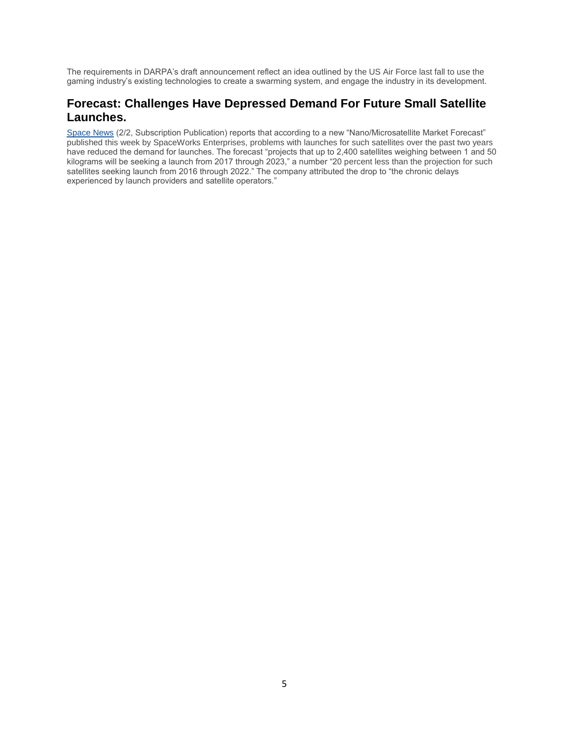The requirements in DARPA's draft announcement reflect an idea outlined by the US Air Force last fall to use the gaming industry's existing technologies to create a swarming system, and engage the industry in its development.

## Forecast: Challenges Have Depressed Demand For Future Small Satellite Launches.

Space News (2/2, Subscription Publication) reports that according to a new "Nano/Microsatellite Market Forecast" published this week by SpaceWorks Enterprises, problems with launches for such satellites over the past two years have reduced the demand for launches. The forecast "projects that up to 2,400 satellites weighing between 1 and 50 kilograms will be seeking a launch from 2017 through 2023," a number "20 percent less than the projection for such satellites seeking launch from 2016 through 2022." The company attributed the drop to "the chronic delays experienced by launch providers and satellite operators."